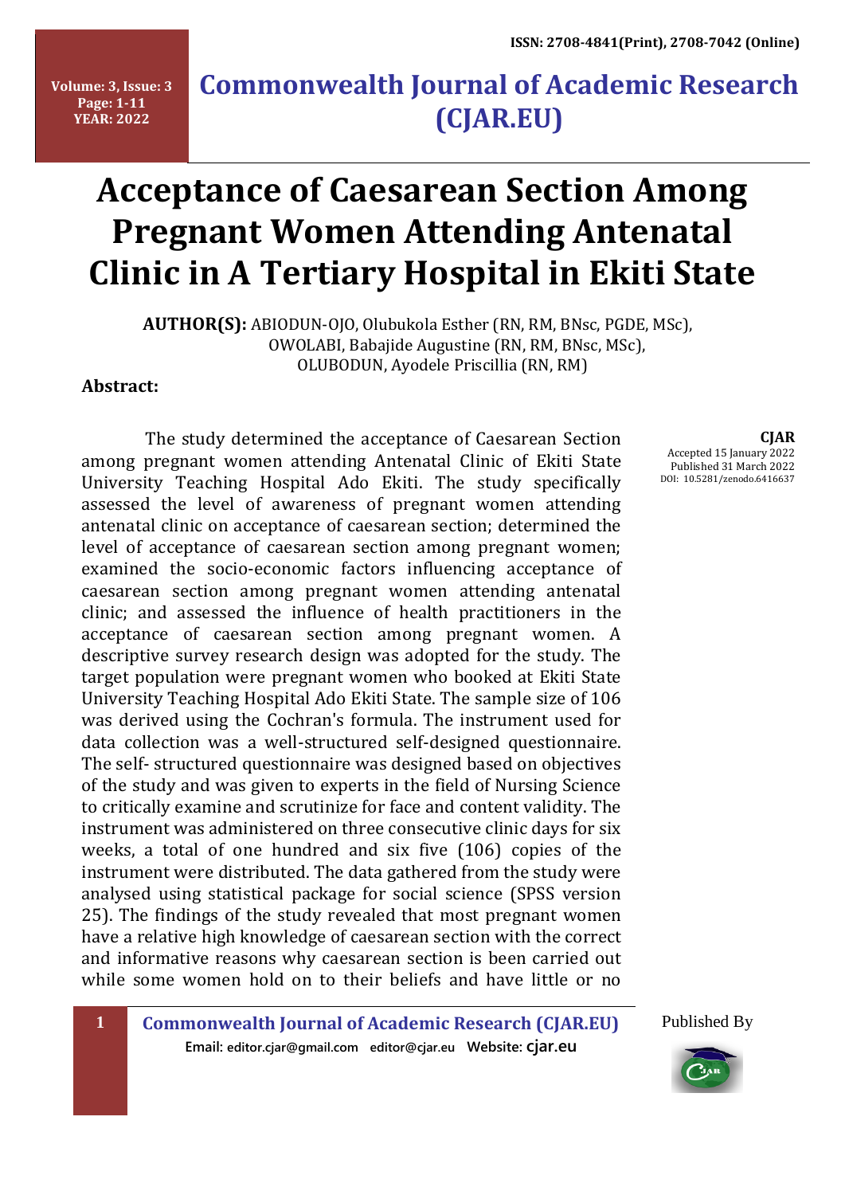# Acceptance of Caesarean Section Among Pregnant Women Attending Antenatal Clinic in A Tertiary Hospital in Ekiti State

**AUTHOR(S):** ABIODUN-OJO, Olubukola Esther (RN, RM, BNsc, PGDE, MSc), OWOLABI, Babajide Augustine (RN, RM, BNsc, MSc), OLUBODUN, Ayodele Priscillia (RN, RM)

**CJAR**
Accepted 15 January 2022
Published 31 March 2022
DOI: 10.5281/zenodo.6416637

**Abstract:**

The study determined the acceptance of Caesarean Section among pregnant women attending Antenatal Clinic of Ekiti State University Teaching Hospital Ado Ekiti. The study specifically assessed the level of awareness of pregnant women attending antenatal clinic on acceptance of caesarean section; determined the level of acceptance of caesarean section among pregnant women; examined the socio-economic factors influencing acceptance of caesarean section among pregnant women attending antenatal clinic; and assessed the influence of health practitioners in the acceptance of caesarean section among pregnant women. A descriptive survey research design was adopted for the study. The target population were pregnant women who booked at Ekiti State University Teaching Hospital Ado Ekiti State. The sample size of 106 was derived using the Cochran's formula. The instrument used for data collection was a well-structured self-designed questionnaire. The self- structured questionnaire was designed based on objectives of the study and was given to experts in the field of Nursing Science to critically examine and scrutinize for face and content validity. The instrument was administered on three consecutive clinic days for six weeks, a total of one hundred and six five (106) copies of the instrument were distributed. The data gathered from the study were analysed using statistical package for social science (SPSS version 25). The findings of the study revealed that most pregnant women have a relative high knowledge of caesarean section with the correct and informative reasons why caesarean section is been carried out while some women hold on to their beliefs and have little or no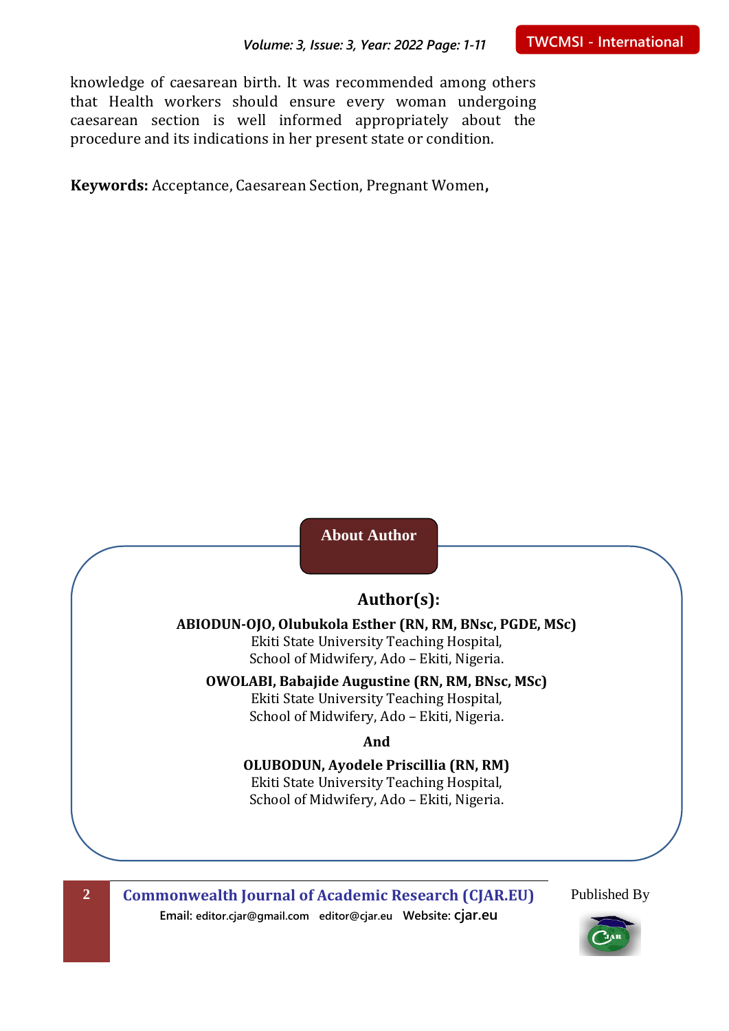knowledge of caesarean birth. It was recommended among others that Health workers should ensure every woman undergoing caesarean section is well informed appropriately about the procedure and its indications in her present state or condition.

**Keywords:** Acceptance, Caesarean Section, Pregnant Women**,**

## About Author

### Author(s):

**ABIODUN-OJO, Olubukola Esther (RN, RM, BNsc, PGDE, MSc)**
Ekiti State University Teaching Hospital,
School of Midwifery, Ado – Ekiti, Nigeria.

**OWOLABI, Babajide Augustine (RN, RM, BNsc, MSc)**
Ekiti State University Teaching Hospital,
School of Midwifery, Ado – Ekiti, Nigeria.

**And**

**OLUBODUN, Ayodele Priscillia (RN, RM)**
Ekiti State University Teaching Hospital,
School of Midwifery, Ado – Ekiti, Nigeria.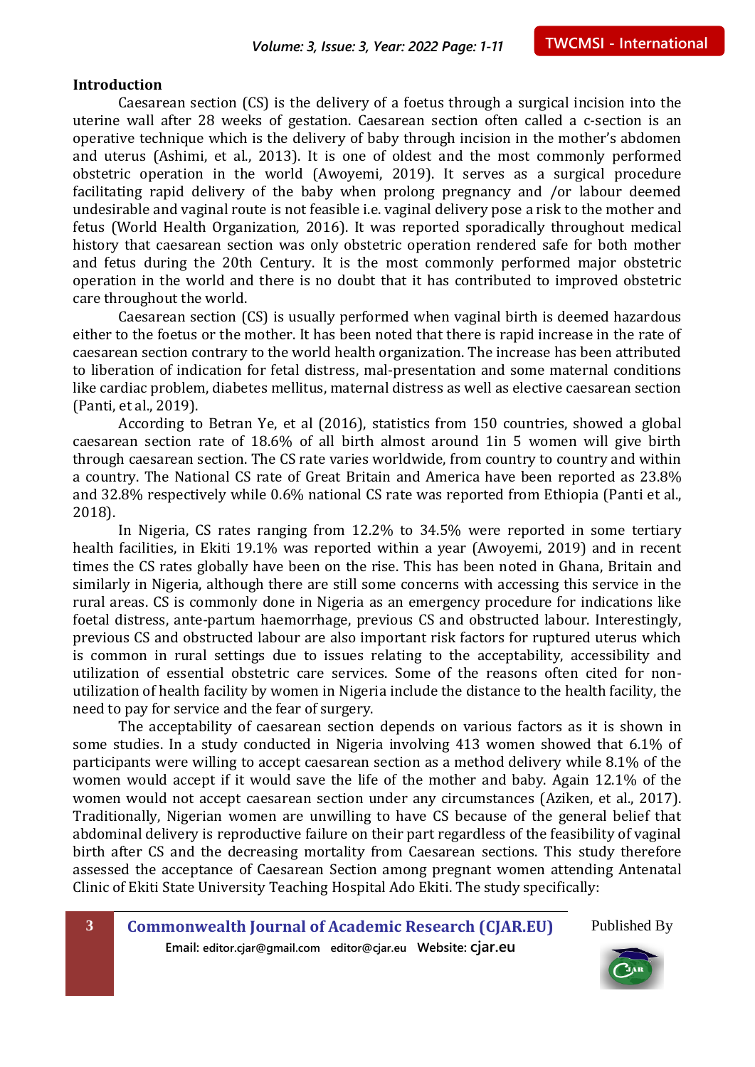## Introduction

Caesarean section (CS) is the delivery of a foetus through a surgical incision into the uterine wall after 28 weeks of gestation. Caesarean section often called a c-section is an operative technique which is the delivery of baby through incision in the mother's abdomen and uterus (Ashimi, et al., 2013). It is one of oldest and the most commonly performed obstetric operation in the world (Awoyemi, 2019). It serves as a surgical procedure facilitating rapid delivery of the baby when prolong pregnancy and /or labour deemed undesirable and vaginal route is not feasible i.e. vaginal delivery pose a risk to the mother and fetus (World Health Organization, 2016). It was reported sporadically throughout medical history that caesarean section was only obstetric operation rendered safe for both mother and fetus during the 20th Century. It is the most commonly performed major obstetric operation in the world and there is no doubt that it has contributed to improved obstetric care throughout the world.

Caesarean section (CS) is usually performed when vaginal birth is deemed hazardous either to the foetus or the mother. It has been noted that there is rapid increase in the rate of caesarean section contrary to the world health organization. The increase has been attributed to liberation of indication for fetal distress, mal-presentation and some maternal conditions like cardiac problem, diabetes mellitus, maternal distress as well as elective caesarean section (Panti, et al., 2019).

According to Betran Ye, et al (2016), statistics from 150 countries, showed a global caesarean section rate of 18.6% of all birth almost around 1in 5 women will give birth through caesarean section. The CS rate varies worldwide, from country to country and within a country. The National CS rate of Great Britain and America have been reported as 23.8% and 32.8% respectively while 0.6% national CS rate was reported from Ethiopia (Panti et al., 2018).

In Nigeria, CS rates ranging from 12.2% to 34.5% were reported in some tertiary health facilities, in Ekiti 19.1% was reported within a year (Awoyemi, 2019) and in recent times the CS rates globally have been on the rise. This has been noted in Ghana, Britain and similarly in Nigeria, although there are still some concerns with accessing this service in the rural areas. CS is commonly done in Nigeria as an emergency procedure for indications like foetal distress, ante-partum haemorrhage, previous CS and obstructed labour. Interestingly, previous CS and obstructed labour are also important risk factors for ruptured uterus which is common in rural settings due to issues relating to the acceptability, accessibility and utilization of essential obstetric care services. Some of the reasons often cited for non-utilization of health facility by women in Nigeria include the distance to the health facility, the need to pay for service and the fear of surgery.

The acceptability of caesarean section depends on various factors as it is shown in some studies. In a study conducted in Nigeria involving 413 women showed that 6.1% of participants were willing to accept caesarean section as a method delivery while 8.1% of the women would accept if it would save the life of the mother and baby. Again 12.1% of the women would not accept caesarean section under any circumstances (Aziken, et al., 2017). Traditionally, Nigerian women are unwilling to have CS because of the general belief that abdominal delivery is reproductive failure on their part regardless of the feasibility of vaginal birth after CS and the decreasing mortality from Caesarean sections. This study therefore assessed the acceptance of Caesarean Section among pregnant women attending Antenatal Clinic of Ekiti State University Teaching Hospital Ado Ekiti. The study specifically: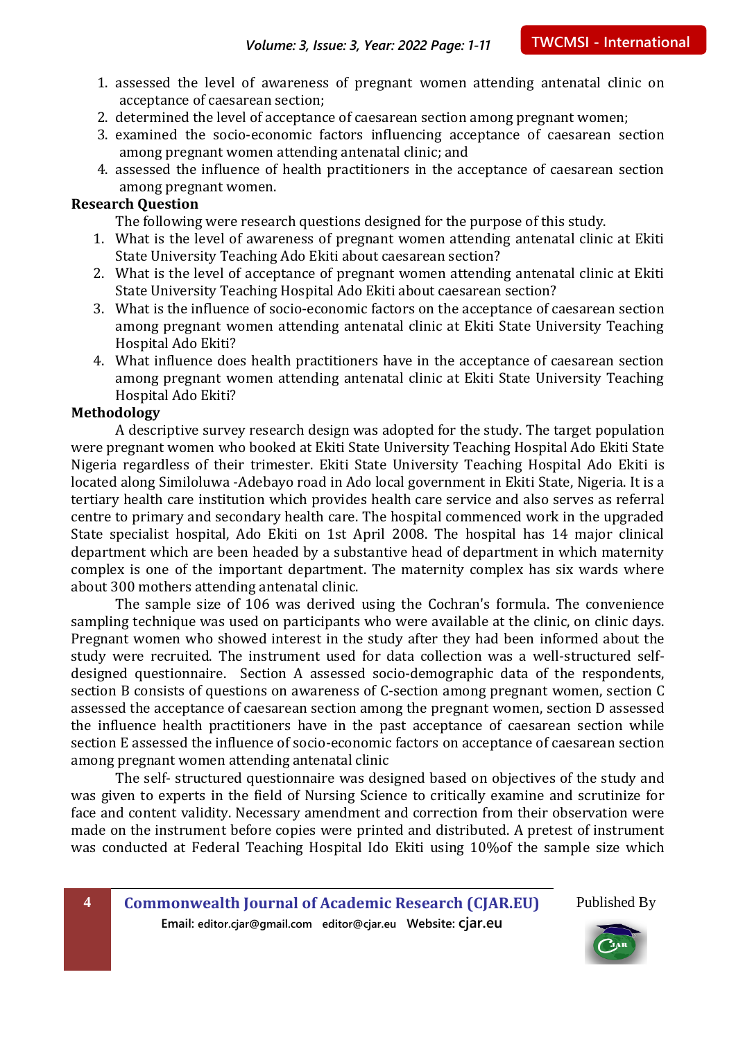1. assessed the level of awareness of pregnant women attending antenatal clinic on acceptance of caesarean section;
2. determined the level of acceptance of caesarean section among pregnant women;
3. examined the socio-economic factors influencing acceptance of caesarean section among pregnant women attending antenatal clinic; and
4. assessed the influence of health practitioners in the acceptance of caesarean section among pregnant women.

**Research Question**

The following were research questions designed for the purpose of this study.

1. What is the level of awareness of pregnant women attending antenatal clinic at Ekiti State University Teaching Ado Ekiti about caesarean section?
2. What is the level of acceptance of pregnant women attending antenatal clinic at Ekiti State University Teaching Hospital Ado Ekiti about caesarean section?
3. What is the influence of socio-economic factors on the acceptance of caesarean section among pregnant women attending antenatal clinic at Ekiti State University Teaching Hospital Ado Ekiti?
4. What influence does health practitioners have in the acceptance of caesarean section among pregnant women attending antenatal clinic at Ekiti State University Teaching Hospital Ado Ekiti?

**Methodology**

A descriptive survey research design was adopted for the study. The target population were pregnant women who booked at Ekiti State University Teaching Hospital Ado Ekiti State Nigeria regardless of their trimester. Ekiti State University Teaching Hospital Ado Ekiti is located along Similoluwa -Adebayo road in Ado local government in Ekiti State, Nigeria. It is a tertiary health care institution which provides health care service and also serves as referral centre to primary and secondary health care. The hospital commenced work in the upgraded State specialist hospital, Ado Ekiti on 1st April 2008. The hospital has 14 major clinical department which are been headed by a substantive head of department in which maternity complex is one of the important department. The maternity complex has six wards where about 300 mothers attending antenatal clinic.

The sample size of 106 was derived using the Cochran's formula. The convenience sampling technique was used on participants who were available at the clinic, on clinic days. Pregnant women who showed interest in the study after they had been informed about the study were recruited. The instrument used for data collection was a well-structured self-designed questionnaire. Section A assessed socio-demographic data of the respondents, section B consists of questions on awareness of C-section among pregnant women, section C assessed the acceptance of caesarean section among the pregnant women, section D assessed the influence health practitioners have in the past acceptance of caesarean section while section E assessed the influence of socio-economic factors on acceptance of caesarean section among pregnant women attending antenatal clinic

The self- structured questionnaire was designed based on objectives of the study and was given to experts in the field of Nursing Science to critically examine and scrutinize for face and content validity. Necessary amendment and correction from their observation were made on the instrument before copies were printed and distributed. A pretest of instrument was conducted at Federal Teaching Hospital Ido Ekiti using 10%of the sample size which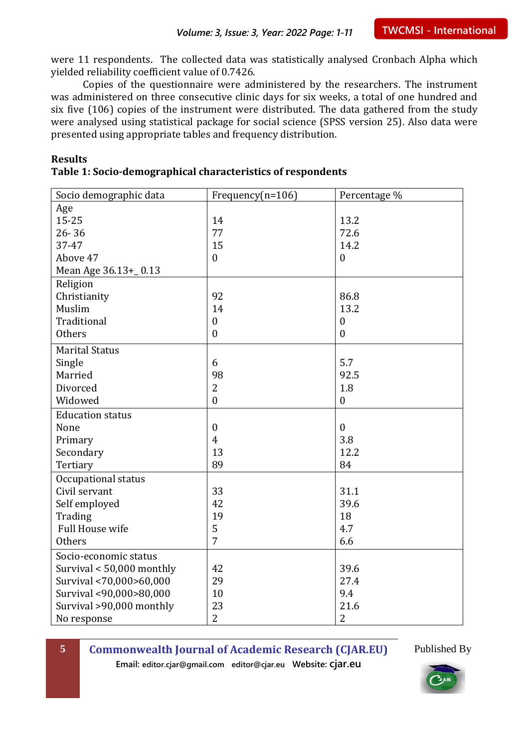were 11 respondents. The collected data was statistically analysed Cronbach Alpha which yielded reliability coefficient value of 0.7426.

Copies of the questionnaire were administered by the researchers. The instrument was administered on three consecutive clinic days for six weeks, a total of one hundred and six five (106) copies of the instrument were distributed. The data gathered from the study were analysed using statistical package for social science (SPSS version 25). Also data were presented using appropriate tables and frequency distribution.

## Results

**Table 1: Socio-demographical characteristics of respondents**

| Socio demographic data | Frequency(n=106) | Percentage % |
|---|---|---|
| **Age** | | |
| 15-25 | 14 | 13.2 |
| 26- 36 | 77 | 72.6 |
| 37-47 | 15 | 14.2 |
| Above 47 | 0 | 0 |
| Mean Age 36.13+_ 0.13 | | |
| **Religion** | | |
| Christianity | 92 | 86.8 |
| Muslim | 14 | 13.2 |
| Traditional | 0 | 0 |
| Others | 0 | 0 |
| **Marital Status** | | |
| Single | 6 | 5.7 |
| Married | 98 | 92.5 |
| Divorced | 2 | 1.8 |
| Widowed | 0 | 0 |
| **Education status** | | |
| None | 0 | 0 |
| Primary | 4 | 3.8 |
| Secondary | 13 | 12.2 |
| Tertiary | 89 | 84 |
| **Occupational status** | | |
| Civil servant | 33 | 31.1 |
| Self employed | 42 | 39.6 |
| Trading | 19 | 18 |
| Full House wife | 5 | 4.7 |
| Others | 7 | 6.6 |
| **Socio-economic status** | | |
| Survival < 50,000 monthly | 42 | 39.6 |
| Survival <70,000>60,000 | 29 | 27.4 |
| Survival <90,000>80,000 | 10 | 9.4 |
| Survival >90,000 monthly | 23 | 21.6 |
| No response | 2 | 2 |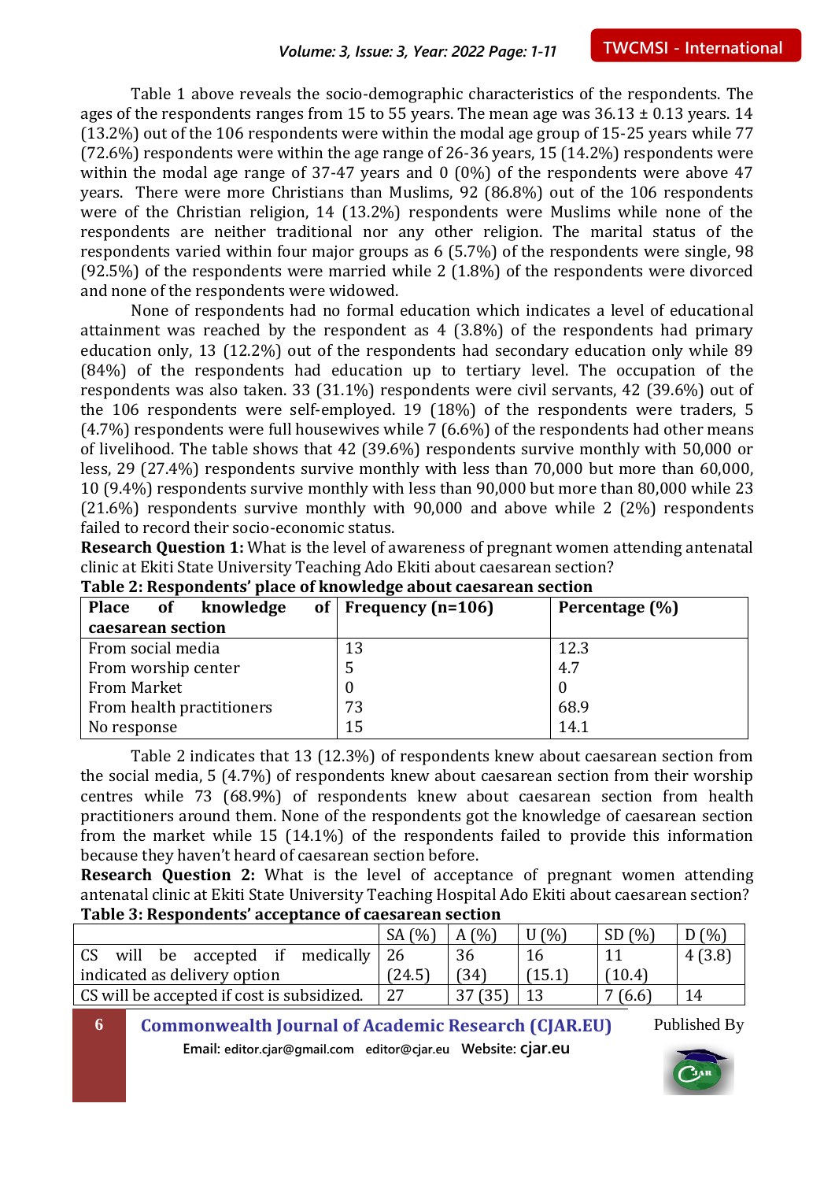Table 1 above reveals the socio-demographic characteristics of the respondents. The ages of the respondents ranges from 15 to 55 years. The mean age was 36.13 ± 0.13 years. 14 (13.2%) out of the 106 respondents were within the modal age group of 15-25 years while 77 (72.6%) respondents were within the age range of 26-36 years, 15 (14.2%) respondents were within the modal age range of 37-47 years and 0 (0%) of the respondents were above 47 years. There were more Christians than Muslims, 92 (86.8%) out of the 106 respondents were of the Christian religion, 14 (13.2%) respondents were Muslims while none of the respondents are neither traditional nor any other religion. The marital status of the respondents varied within four major groups as 6 (5.7%) of the respondents were single, 98 (92.5%) of the respondents were married while 2 (1.8%) of the respondents were divorced and none of the respondents were widowed.

None of respondents had no formal education which indicates a level of educational attainment was reached by the respondent as 4 (3.8%) of the respondents had primary education only, 13 (12.2%) out of the respondents had secondary education only while 89 (84%) of the respondents had education up to tertiary level. The occupation of the respondents was also taken. 33 (31.1%) respondents were civil servants, 42 (39.6%) out of the 106 respondents were self-employed. 19 (18%) of the respondents were traders, 5 (4.7%) respondents were full housewives while 7 (6.6%) of the respondents had other means of livelihood. The table shows that 42 (39.6%) respondents survive monthly with 50,000 or less, 29 (27.4%) respondents survive monthly with less than 70,000 but more than 60,000, 10 (9.4%) respondents survive monthly with less than 90,000 but more than 80,000 while 23 (21.6%) respondents survive monthly with 90,000 and above while 2 (2%) respondents failed to record their socio-economic status.

**Research Question 1:** What is the level of awareness of pregnant women attending antenatal clinic at Ekiti State University Teaching Ado Ekiti about caesarean section?

**Table 2: Respondents' place of knowledge about caesarean section**

| Place of knowledge of caesarean section | Frequency (n=106) | Percentage (%) |
|---|---|---|
| From social media | 13 | 12.3 |
| From worship center | 5 | 4.7 |
| From Market | 0 | 0 |
| From health practitioners | 73 | 68.9 |
| No response | 15 | 14.1 |

Table 2 indicates that 13 (12.3%) of respondents knew about caesarean section from the social media, 5 (4.7%) of respondents knew about caesarean section from their worship centres while 73 (68.9%) of respondents knew about caesarean section from health practitioners around them. None of the respondents got the knowledge of caesarean section from the market while 15 (14.1%) of the respondents failed to provide this information because they haven't heard of caesarean section before.

**Research Question 2:** What is the level of acceptance of pregnant women attending antenatal clinic at Ekiti State University Teaching Hospital Ado Ekiti about caesarean section?

**Table 3: Respondents' acceptance of caesarean section**

| | SA (%) | A (%) | U (%) | SD (%) | D (%) |
|---|---|---|---|---|---|
| CS will be accepted if medically indicated as delivery option | 26 (24.5) | 36 (34) | 16 (15.1) | 11 (10.4) | 4 (3.8) |
| CS will be accepted if cost is subsidized. | 27 | 37 (35) | 13 | 7 (6.6) | 14 |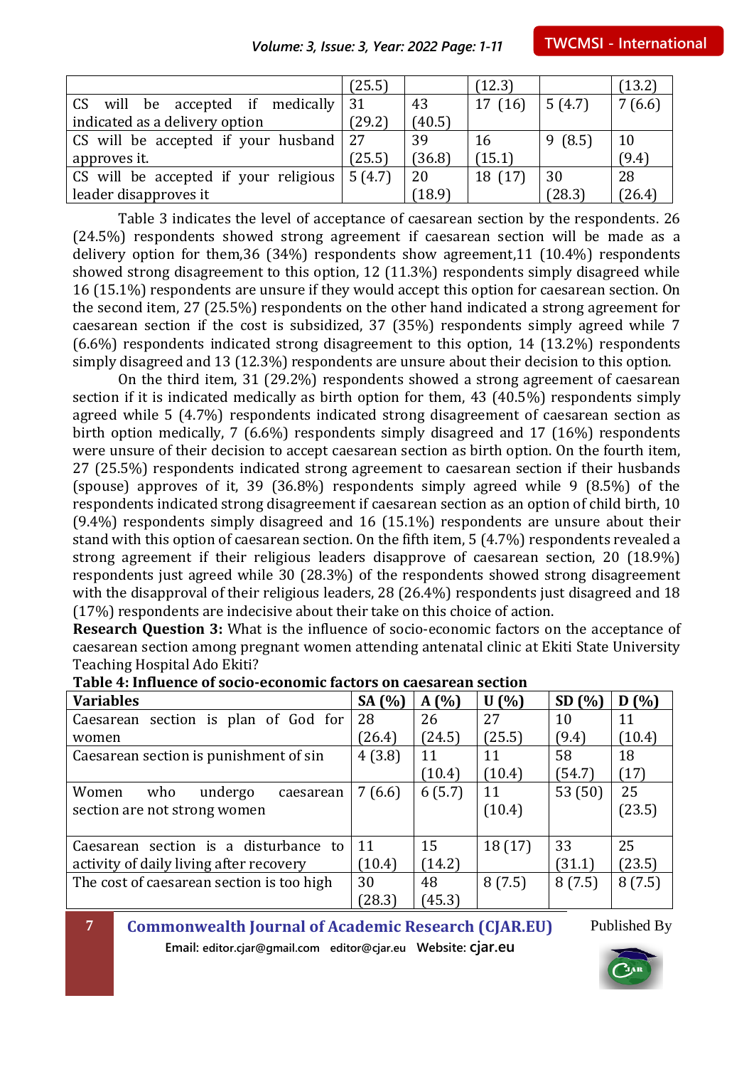| | (25.5) | | (12.3) | | (13.2) |
|---|---|---|---|---|---|
| CS will be accepted if medically indicated as a delivery option | 31 (29.2) | 43 (40.5) | 17 (16) | 5 (4.7) | 7 (6.6) |
| CS will be accepted if your husband approves it. | 27 (25.5) | 39 (36.8) | 16 (15.1) | 9 (8.5) | 10 (9.4) |
| CS will be accepted if your religious leader disapproves it | 5 (4.7) | 20 (18.9) | 18 (17) | 30 (28.3) | 28 (26.4) |

Table 3 indicates the level of acceptance of caesarean section by the respondents. 26 (24.5%) respondents showed strong agreement if caesarean section will be made as a delivery option for them,36 (34%) respondents show agreement,11 (10.4%) respondents showed strong disagreement to this option, 12 (11.3%) respondents simply disagreed while 16 (15.1%) respondents are unsure if they would accept this option for caesarean section. On the second item, 27 (25.5%) respondents on the other hand indicated a strong agreement for caesarean section if the cost is subsidized, 37 (35%) respondents simply agreed while 7 (6.6%) respondents indicated strong disagreement to this option, 14 (13.2%) respondents simply disagreed and 13 (12.3%) respondents are unsure about their decision to this option.

On the third item, 31 (29.2%) respondents showed a strong agreement of caesarean section if it is indicated medically as birth option for them, 43 (40.5%) respondents simply agreed while 5 (4.7%) respondents indicated strong disagreement of caesarean section as birth option medically, 7 (6.6%) respondents simply disagreed and 17 (16%) respondents were unsure of their decision to accept caesarean section as birth option. On the fourth item, 27 (25.5%) respondents indicated strong agreement to caesarean section if their husbands (spouse) approves of it, 39 (36.8%) respondents simply agreed while 9 (8.5%) of the respondents indicated strong disagreement if caesarean section as an option of child birth, 10 (9.4%) respondents simply disagreed and 16 (15.1%) respondents are unsure about their stand with this option of caesarean section. On the fifth item, 5 (4.7%) respondents revealed a strong agreement if their religious leaders disapprove of caesarean section, 20 (18.9%) respondents just agreed while 30 (28.3%) of the respondents showed strong disagreement with the disapproval of their religious leaders, 28 (26.4%) respondents just disagreed and 18 (17%) respondents are indecisive about their take on this choice of action.

**Research Question 3:** What is the influence of socio-economic factors on the acceptance of caesarean section among pregnant women attending antenatal clinic at Ekiti State University Teaching Hospital Ado Ekiti?

**Table 4: Influence of socio-economic factors on caesarean section**

| Variables | SA (%) | A (%) | U (%) | SD (%) | D (%) |
|---|---|---|---|---|---|
| Caesarean section is plan of God for women | 28 (26.4) | 26 (24.5) | 27 (25.5) | 10 (9.4) | 11 (10.4) |
| Caesarean section is punishment of sin | 4 (3.8) | 11 (10.4) | 11 (10.4) | 58 (54.7) | 18 (17) |
| Women who undergo caesarean section are not strong women | 7 (6.6) | 6 (5.7) | 11 (10.4) | 53 (50) | 25 (23.5) |
| Caesarean section is a disturbance to activity of daily living after recovery | 11 (10.4) | 15 (14.2) | 18 (17) | 33 (31.1) | 25 (23.5) |
| The cost of caesarean section is too high | 30 (28.3) | 48 (45.3) | 8 (7.5) | 8 (7.5) | 8 (7.5) |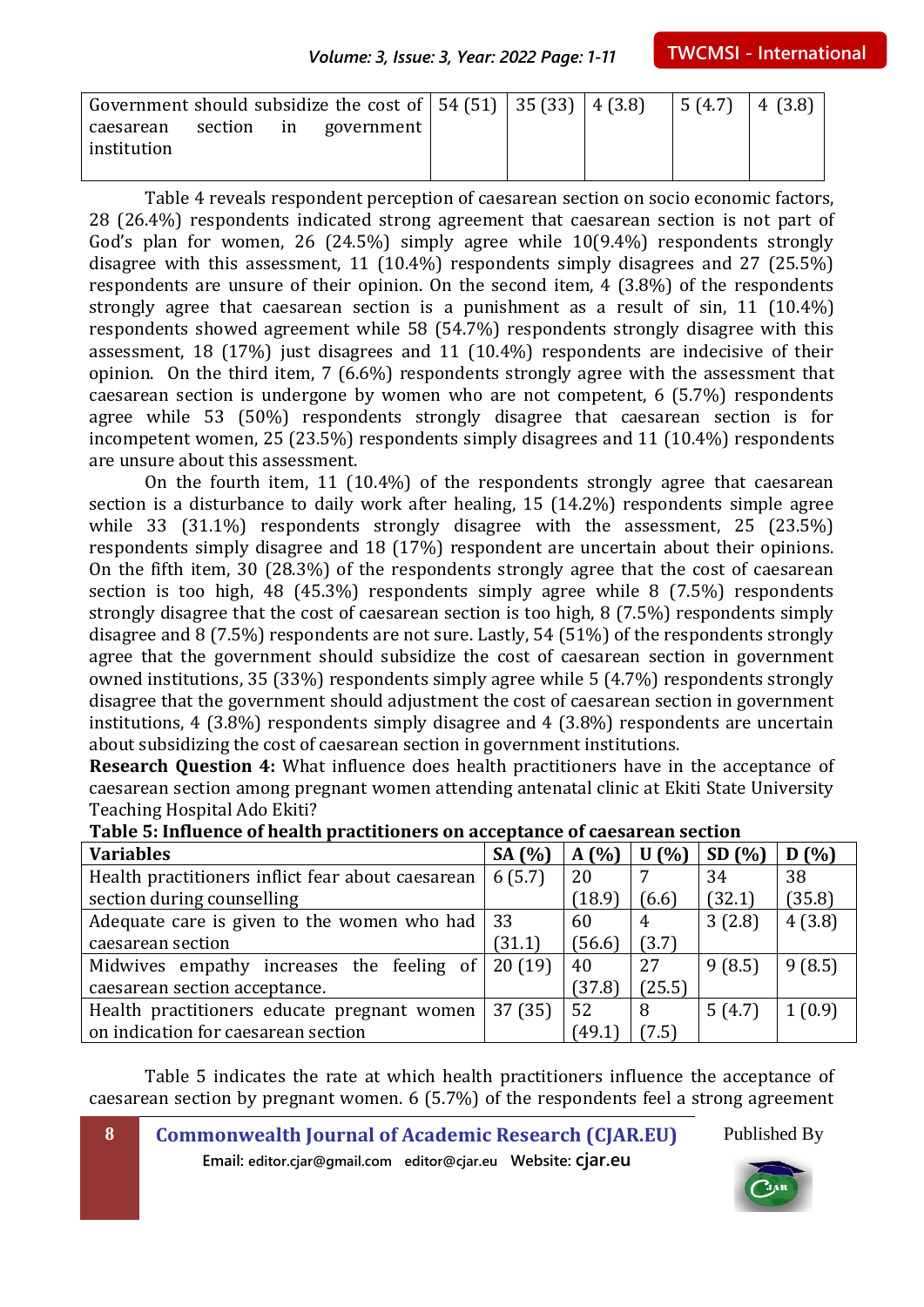| Government should subsidize the cost of caesarean section in government institution | 54 (51) | 35 (33) | 4 (3.8) | 5 (4.7) | 4 (3.8) |
|---|---|---|---|---|---|

Table 4 reveals respondent perception of caesarean section on socio economic factors, 28 (26.4%) respondents indicated strong agreement that caesarean section is not part of God's plan for women, 26 (24.5%) simply agree while 10(9.4%) respondents strongly disagree with this assessment, 11 (10.4%) respondents simply disagrees and 27 (25.5%) respondents are unsure of their opinion. On the second item, 4 (3.8%) of the respondents strongly agree that caesarean section is a punishment as a result of sin, 11 (10.4%) respondents showed agreement while 58 (54.7%) respondents strongly disagree with this assessment, 18 (17%) just disagrees and 11 (10.4%) respondents are indecisive of their opinion. On the third item, 7 (6.6%) respondents strongly agree with the assessment that caesarean section is undergone by women who are not competent, 6 (5.7%) respondents agree while 53 (50%) respondents strongly disagree that caesarean section is for incompetent women, 25 (23.5%) respondents simply disagrees and 11 (10.4%) respondents are unsure about this assessment.

On the fourth item, 11 (10.4%) of the respondents strongly agree that caesarean section is a disturbance to daily work after healing, 15 (14.2%) respondents simple agree while 33 (31.1%) respondents strongly disagree with the assessment, 25 (23.5%) respondents simply disagree and 18 (17%) respondent are uncertain about their opinions. On the fifth item, 30 (28.3%) of the respondents strongly agree that the cost of caesarean section is too high, 48 (45.3%) respondents simply agree while 8 (7.5%) respondents strongly disagree that the cost of caesarean section is too high, 8 (7.5%) respondents simply disagree and 8 (7.5%) respondents are not sure. Lastly, 54 (51%) of the respondents strongly agree that the government should subsidize the cost of caesarean section in government owned institutions, 35 (33%) respondents simply agree while 5 (4.7%) respondents strongly disagree that the government should adjustment the cost of caesarean section in government institutions, 4 (3.8%) respondents simply disagree and 4 (3.8%) respondents are uncertain about subsidizing the cost of caesarean section in government institutions.

**Research Question 4:** What influence does health practitioners have in the acceptance of caesarean section among pregnant women attending antenatal clinic at Ekiti State University Teaching Hospital Ado Ekiti?

**Table 5: Influence of health practitioners on acceptance of caesarean section**

| Variables | SA (%) | A (%) | U (%) | SD (%) | D (%) |
|---|---|---|---|---|---|
| Health practitioners inflict fear about caesarean section during counselling | 6 (5.7) | 20 (18.9) | 7 (6.6) | 34 (32.1) | 38 (35.8) |
| Adequate care is given to the women who had caesarean section | 33 (31.1) | 60 (56.6) | 4 (3.7) | 3 (2.8) | 4 (3.8) |
| Midwives empathy increases the feeling of caesarean section acceptance. | 20 (19) | 40 (37.8) | 27 (25.5) | 9 (8.5) | 9 (8.5) |
| Health practitioners educate pregnant women on indication for caesarean section | 37 (35) | 52 (49.1) | 8 (7.5) | 5 (4.7) | 1 (0.9) |

Table 5 indicates the rate at which health practitioners influence the acceptance of caesarean section by pregnant women. 6 (5.7%) of the respondents feel a strong agreement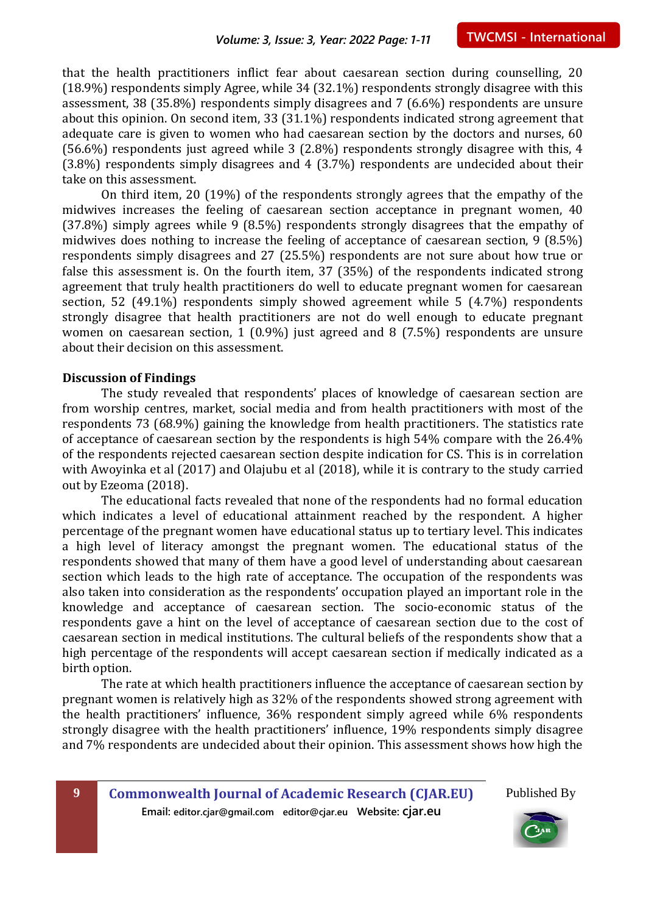that the health practitioners inflict fear about caesarean section during counselling, 20 (18.9%) respondents simply Agree, while 34 (32.1%) respondents strongly disagree with this assessment, 38 (35.8%) respondents simply disagrees and 7 (6.6%) respondents are unsure about this opinion. On second item, 33 (31.1%) respondents indicated strong agreement that adequate care is given to women who had caesarean section by the doctors and nurses, 60 (56.6%) respondents just agreed while 3 (2.8%) respondents strongly disagree with this, 4 (3.8%) respondents simply disagrees and 4 (3.7%) respondents are undecided about their take on this assessment.

On third item, 20 (19%) of the respondents strongly agrees that the empathy of the midwives increases the feeling of caesarean section acceptance in pregnant women, 40 (37.8%) simply agrees while 9 (8.5%) respondents strongly disagrees that the empathy of midwives does nothing to increase the feeling of acceptance of caesarean section, 9 (8.5%) respondents simply disagrees and 27 (25.5%) respondents are not sure about how true or false this assessment is. On the fourth item, 37 (35%) of the respondents indicated strong agreement that truly health practitioners do well to educate pregnant women for caesarean section, 52 (49.1%) respondents simply showed agreement while 5 (4.7%) respondents strongly disagree that health practitioners are not do well enough to educate pregnant women on caesarean section, 1 (0.9%) just agreed and 8 (7.5%) respondents are unsure about their decision on this assessment.

**Discussion of Findings**

The study revealed that respondents' places of knowledge of caesarean section are from worship centres, market, social media and from health practitioners with most of the respondents 73 (68.9%) gaining the knowledge from health practitioners. The statistics rate of acceptance of caesarean section by the respondents is high 54% compare with the 26.4% of the respondents rejected caesarean section despite indication for CS. This is in correlation with Awoyinka et al (2017) and Olajubu et al (2018), while it is contrary to the study carried out by Ezeoma (2018).

The educational facts revealed that none of the respondents had no formal education which indicates a level of educational attainment reached by the respondent. A higher percentage of the pregnant women have educational status up to tertiary level. This indicates a high level of literacy amongst the pregnant women. The educational status of the respondents showed that many of them have a good level of understanding about caesarean section which leads to the high rate of acceptance. The occupation of the respondents was also taken into consideration as the respondents' occupation played an important role in the knowledge and acceptance of caesarean section. The socio-economic status of the respondents gave a hint on the level of acceptance of caesarean section due to the cost of caesarean section in medical institutions. The cultural beliefs of the respondents show that a high percentage of the respondents will accept caesarean section if medically indicated as a birth option.

The rate at which health practitioners influence the acceptance of caesarean section by pregnant women is relatively high as 32% of the respondents showed strong agreement with the health practitioners' influence, 36% respondent simply agreed while 6% respondents strongly disagree with the health practitioners' influence, 19% respondents simply disagree and 7% respondents are undecided about their opinion. This assessment shows how high the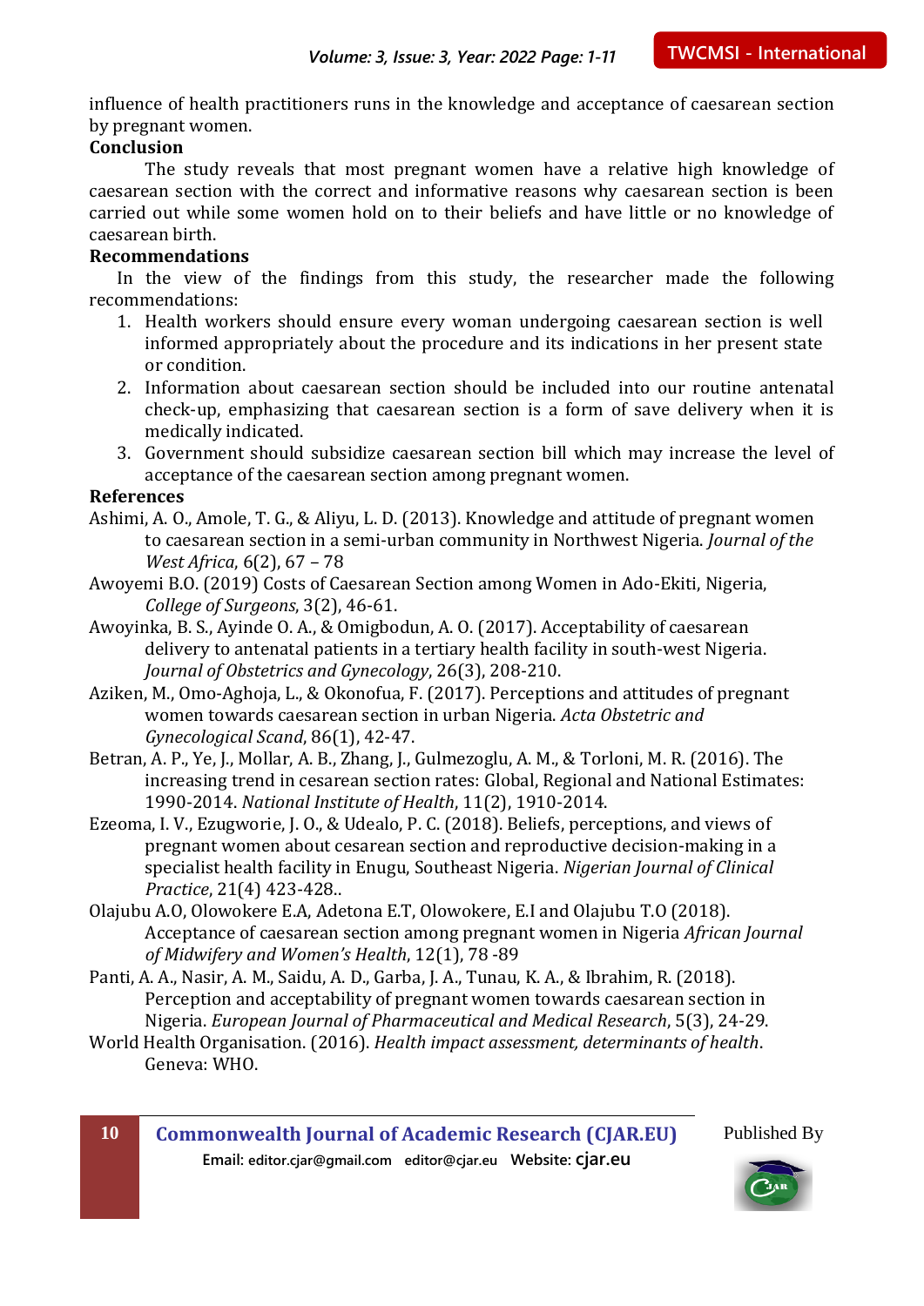influence of health practitioners runs in the knowledge and acceptance of caesarean section by pregnant women.

## Conclusion

The study reveals that most pregnant women have a relative high knowledge of caesarean section with the correct and informative reasons why caesarean section is been carried out while some women hold on to their beliefs and have little or no knowledge of caesarean birth.

## Recommendations

In the view of the findings from this study, the researcher made the following recommendations:

1. Health workers should ensure every woman undergoing caesarean section is well informed appropriately about the procedure and its indications in her present state or condition.
2. Information about caesarean section should be included into our routine antenatal check-up, emphasizing that caesarean section is a form of save delivery when it is medically indicated.
3. Government should subsidize caesarean section bill which may increase the level of acceptance of the caesarean section among pregnant women.

## References

Ashimi, A. O., Amole, T. G., & Aliyu, L. D. (2013). Knowledge and attitude of pregnant women to caesarean section in a semi-urban community in Northwest Nigeria. *Journal of the West Africa*, 6(2), 67 – 78

Awoyemi B.O. (2019) Costs of Caesarean Section among Women in Ado-Ekiti, Nigeria, *College of Surgeons*, 3(2), 46-61.

Awoyinka, B. S., Ayinde O. A., & Omigbodun, A. O. (2017). Acceptability of caesarean delivery to antenatal patients in a tertiary health facility in south-west Nigeria. *Journal of Obstetrics and Gynecology*, 26(3), 208-210.

Aziken, M., Omo-Aghoja, L., & Okonofua, F. (2017). Perceptions and attitudes of pregnant women towards caesarean section in urban Nigeria. *Acta Obstetric and Gynecological Scand*, 86(1), 42-47.

Betran, A. P., Ye, J., Mollar, A. B., Zhang, J., Gulmezoglu, A. M., & Torloni, M. R. (2016). The increasing trend in cesarean section rates: Global, Regional and National Estimates: 1990-2014. *National Institute of Health*, 11(2), 1910-2014.

Ezeoma, I. V., Ezugworie, J. O., & Udealo, P. C. (2018). Beliefs, perceptions, and views of pregnant women about cesarean section and reproductive decision-making in a specialist health facility in Enugu, Southeast Nigeria. *Nigerian Journal of Clinical Practice*, 21(4) 423-428..

Olajubu A.O, Olowokere E.A, Adetona E.T, Olowokere, E.I and Olajubu T.O (2018). Acceptance of caesarean section among pregnant women in Nigeria *African Journal of Midwifery and Women's Health*, 12(1), 78 -89

Panti, A. A., Nasir, A. M., Saidu, A. D., Garba, J. A., Tunau, K. A., & Ibrahim, R. (2018). Perception and acceptability of pregnant women towards caesarean section in Nigeria. *European Journal of Pharmaceutical and Medical Research*, 5(3), 24-29.

World Health Organisation. (2016). *Health impact assessment, determinants of health*. Geneva: WHO.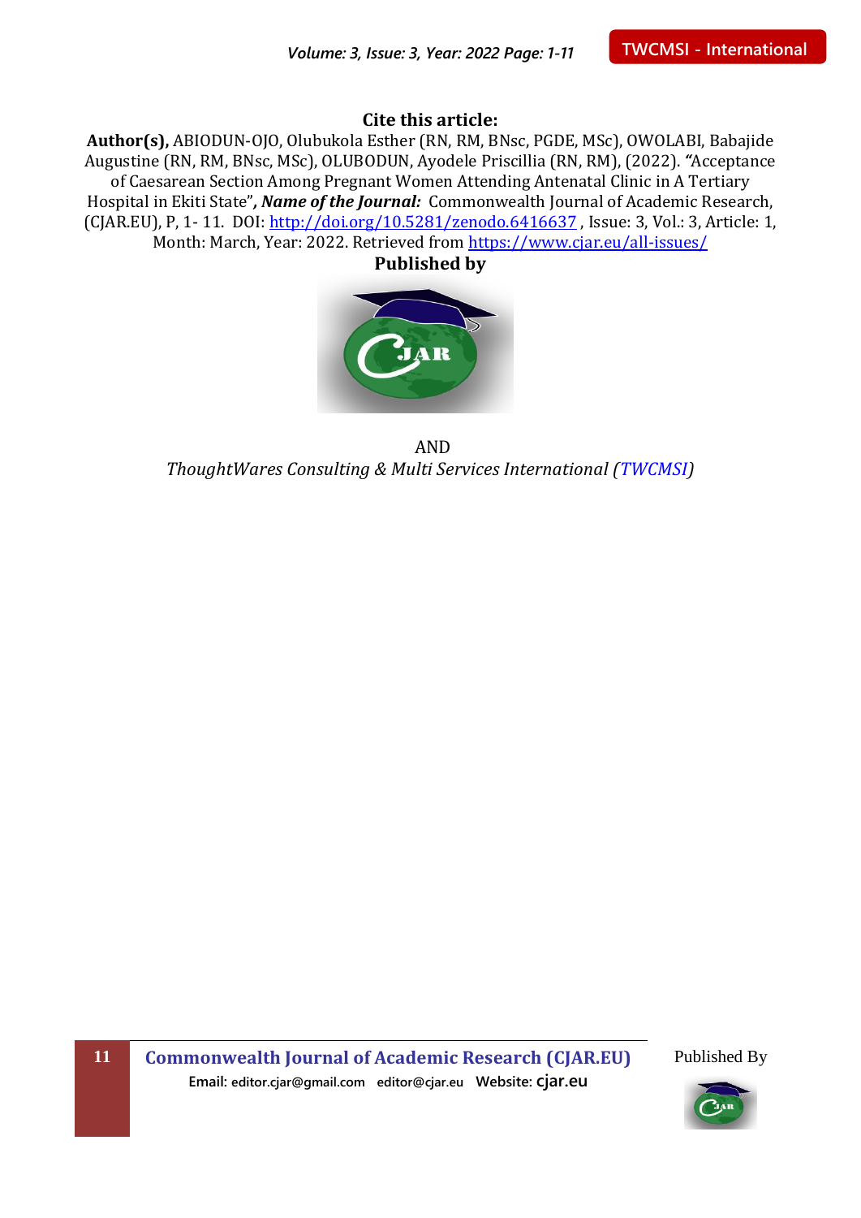**Cite this article:**

**Author(s),** ABIODUN-OJO, Olubukola Esther (RN, RM, BNsc, PGDE, MSc), OWOLABI, Babajide Augustine (RN, RM, BNsc, MSc), OLUBODUN, Ayodele Priscillia (RN, RM), (2022). **"**Acceptance of Caesarean Section Among Pregnant Women Attending Antenatal Clinic in A Tertiary Hospital in Ekiti State"***, Name of the Journal:*** Commonwealth Journal of Academic Research, (CJAR.EU), P, 1- 11. DOI: http://doi.org/10.5281/zenodo.6416637 , Issue: 3, Vol.: 3, Article: 1, Month: March, Year: 2022. Retrieved from https://www.cjar.eu/all-issues/

**Published by**

AND

*ThoughtWares Consulting & Multi Services International (TWCMSI)*